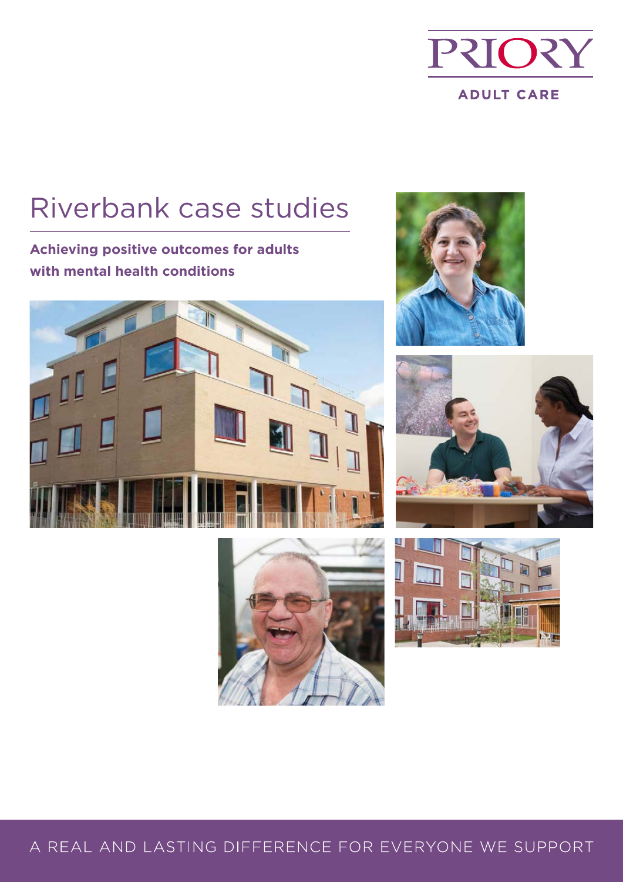PRIORY

ADULT CARE

# Riverbank case studies

**Achieving positive outcomes for adults with mental health conditions**

A REAL AND LASTING DIFFERENCE FOR EVERYONE WE SUPPORT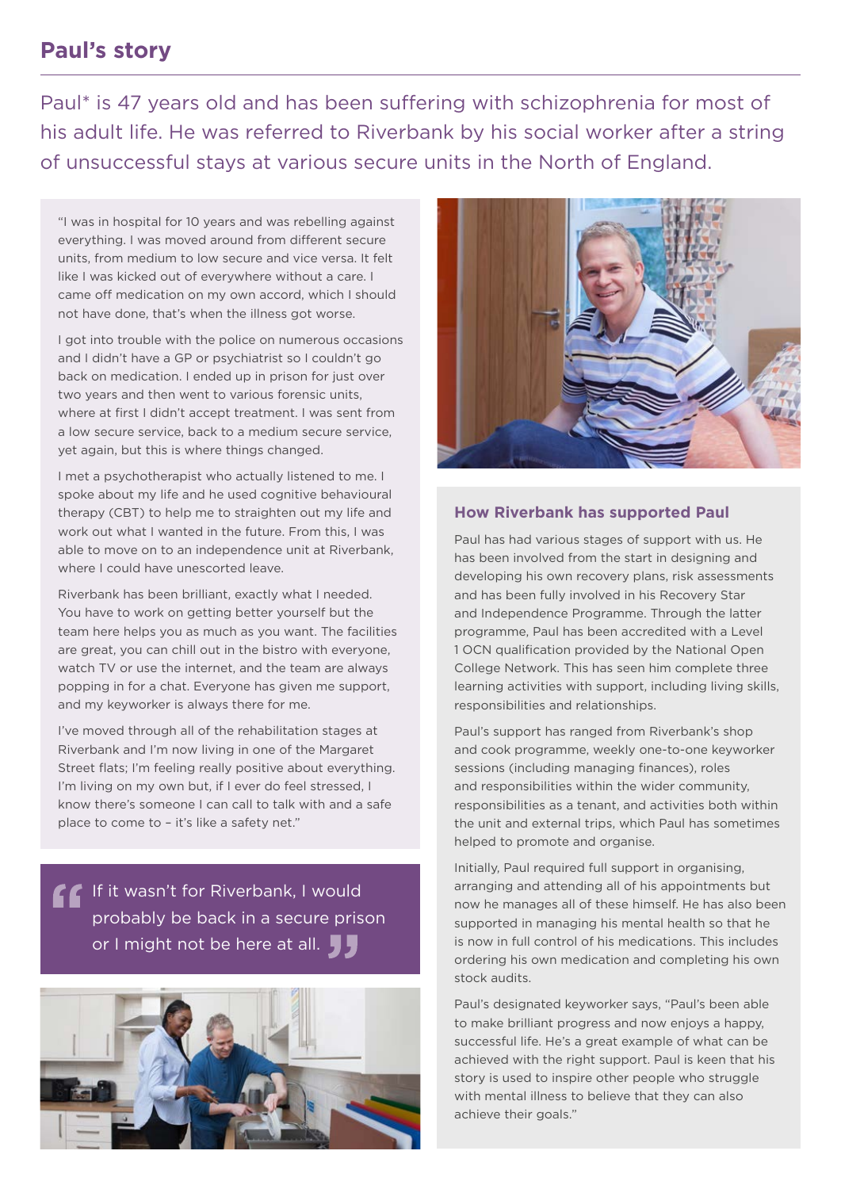## Paul's story

Paul* is 47 years old and has been suffering with schizophrenia for most of his adult life. He was referred to Riverbank by his social worker after a string of unsuccessful stays at various secure units in the North of England.

"I was in hospital for 10 years and was rebelling against everything. I was moved around from different secure units, from medium to low secure and vice versa. It felt like I was kicked out of everywhere without a care. I came off medication on my own accord, which I should not have done, that's when the illness got worse.

I got into trouble with the police on numerous occasions and I didn't have a GP or psychiatrist so I couldn't go back on medication. I ended up in prison for just over two years and then went to various forensic units, where at first I didn't accept treatment. I was sent from a low secure service, back to a medium secure service, yet again, but this is where things changed.

I met a psychotherapist who actually listened to me. I spoke about my life and he used cognitive behavioural therapy (CBT) to help me to straighten out my life and work out what I wanted in the future. From this, I was able to move on to an independence unit at Riverbank, where I could have unescorted leave.

Riverbank has been brilliant, exactly what I needed. You have to work on getting better yourself but the team here helps you as much as you want. The facilities are great, you can chill out in the bistro with everyone, watch TV or use the internet, and the team are always popping in for a chat. Everyone has given me support, and my keyworker is always there for me.

I've moved through all of the rehabilitation stages at Riverbank and I'm now living in one of the Margaret Street flats; I'm feeling really positive about everything. I'm living on my own but, if I ever do feel stressed, I know there's someone I can call to talk with and a safe place to come to – it's like a safety net."

> If it wasn't for Riverbank, I would probably be back in a secure prison or I might not be here at all.

### How Riverbank has supported Paul

Paul has had various stages of support with us. He has been involved from the start in designing and developing his own recovery plans, risk assessments and has been fully involved in his Recovery Star and Independence Programme. Through the latter programme, Paul has been accredited with a Level 1 OCN qualification provided by the National Open College Network. This has seen him complete three learning activities with support, including living skills, responsibilities and relationships.

Paul's support has ranged from Riverbank's shop and cook programme, weekly one-to-one keyworker sessions (including managing finances), roles and responsibilities within the wider community, responsibilities as a tenant, and activities both within the unit and external trips, which Paul has sometimes helped to promote and organise.

Initially, Paul required full support in organising, arranging and attending all of his appointments but now he manages all of these himself. He has also been supported in managing his mental health so that he is now in full control of his medications. This includes ordering his own medication and completing his own stock audits.

Paul's designated keyworker says, "Paul's been able to make brilliant progress and now enjoys a happy, successful life. He's a great example of what can be achieved with the right support. Paul is keen that his story is used to inspire other people who struggle with mental illness to believe that they can also achieve their goals."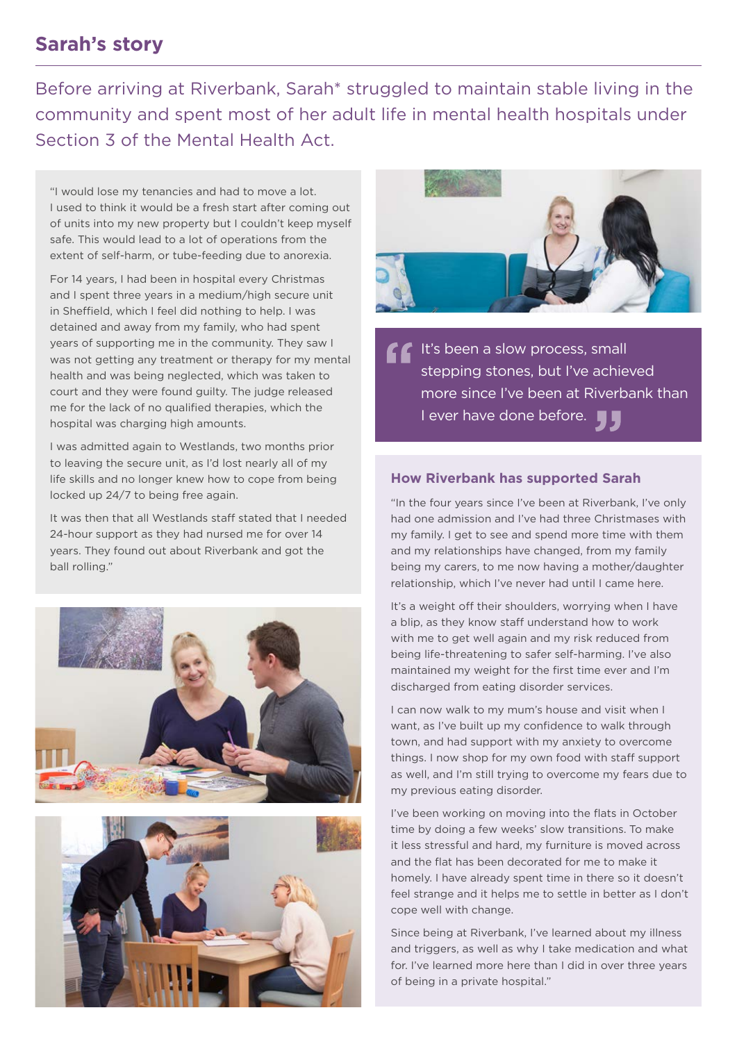## Sarah's story

Before arriving at Riverbank, Sarah* struggled to maintain stable living in the community and spent most of her adult life in mental health hospitals under Section 3 of the Mental Health Act.

"I would lose my tenancies and had to move a lot. I used to think it would be a fresh start after coming out of units into my new property but I couldn't keep myself safe. This would lead to a lot of operations from the extent of self-harm, or tube-feeding due to anorexia.

For 14 years, I had been in hospital every Christmas and I spent three years in a medium/high secure unit in Sheffield, which I feel did nothing to help. I was detained and away from my family, who had spent years of supporting me in the community. They saw I was not getting any treatment or therapy for my mental health and was being neglected, which was taken to court and they were found guilty. The judge released me for the lack of no qualified therapies, which the hospital was charging high amounts.

I was admitted again to Westlands, two months prior to leaving the secure unit, as I'd lost nearly all of my life skills and no longer knew how to cope from being locked up 24/7 to being free again.

It was then that all Westlands staff stated that I needed 24-hour support as they had nursed me for over 14 years. They found out about Riverbank and got the ball rolling."

> "It's been a slow process, small stepping stones, but I've achieved more since I've been at Riverbank than I ever have done before."

### How Riverbank has supported Sarah

"In the four years since I've been at Riverbank, I've only had one admission and I've had three Christmases with my family. I get to see and spend more time with them and my relationships have changed, from my family being my carers, to me now having a mother/daughter relationship, which I've never had until I came here.

It's a weight off their shoulders, worrying when I have a blip, as they know staff understand how to work with me to get well again and my risk reduced from being life-threatening to safer self-harming. I've also maintained my weight for the first time ever and I'm discharged from eating disorder services.

I can now walk to my mum's house and visit when I want, as I've built up my confidence to walk through town, and had support with my anxiety to overcome things. I now shop for my own food with staff support as well, and I'm still trying to overcome my fears due to my previous eating disorder.

I've been working on moving into the flats in October time by doing a few weeks' slow transitions. To make it less stressful and hard, my furniture is moved across and the flat has been decorated for me to make it homely. I have already spent time in there so it doesn't feel strange and it helps me to settle in better as I don't cope well with change.

Since being at Riverbank, I've learned about my illness and triggers, as well as why I take medication and what for. I've learned more here than I did in over three years of being in a private hospital."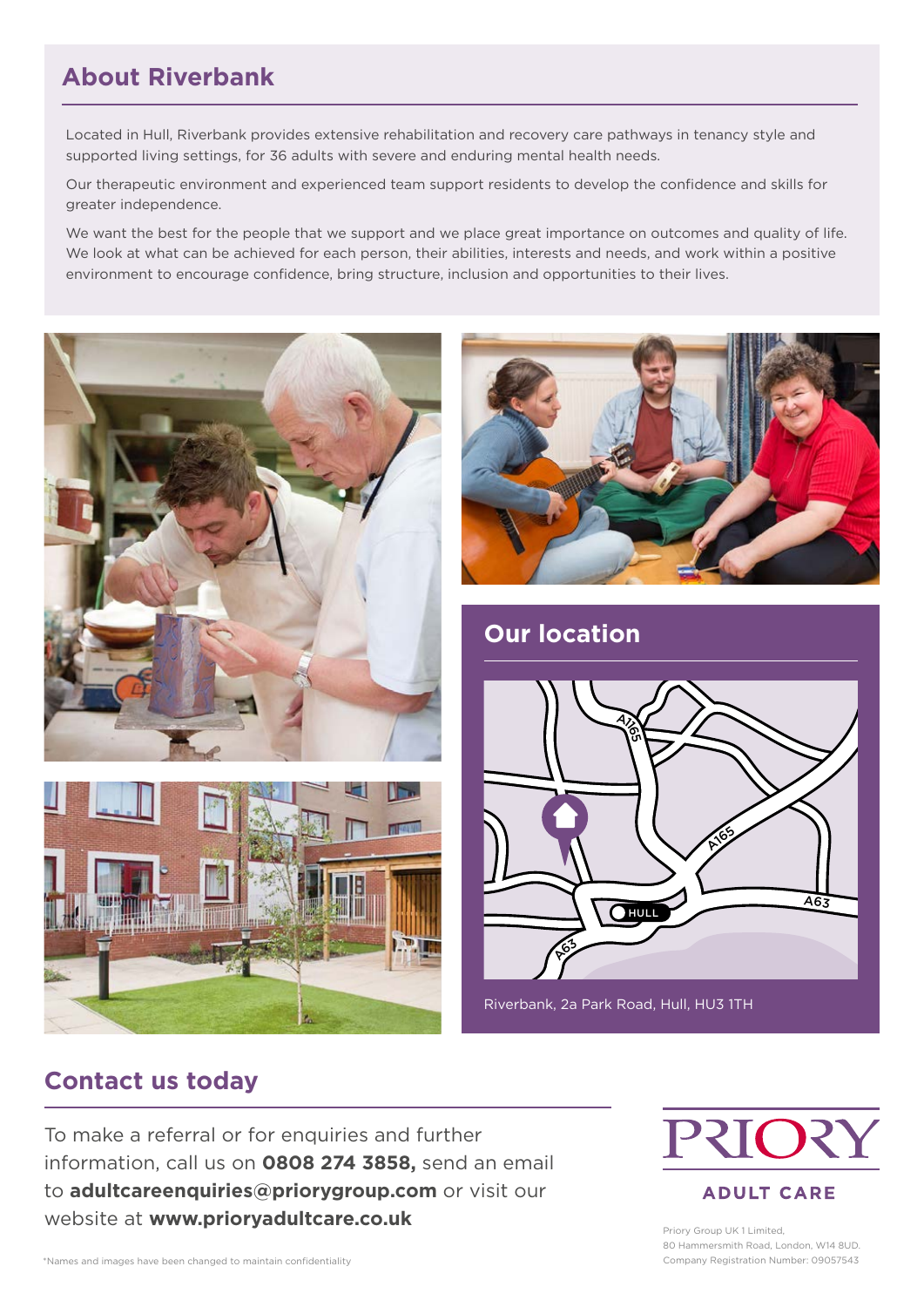## About Riverbank

Located in Hull, Riverbank provides extensive rehabilitation and recovery care pathways in tenancy style and supported living settings, for 36 adults with severe and enduring mental health needs.

Our therapeutic environment and experienced team support residents to develop the confidence and skills for greater independence.

We want the best for the people that we support and we place great importance on outcomes and quality of life. We look at what can be achieved for each person, their abilities, interests and needs, and work within a positive environment to encourage confidence, bring structure, inclusion and opportunities to their lives.

## Our location

A1165

A165

A63

HULL

A63

Riverbank, 2a Park Road, Hull, HU3 1TH

## Contact us today

To make a referral or for enquiries and further information, call us on **0808 274 3858,** send an email to **adultcareenquiries@priorygroup.com** or visit our website at **www.prioryadultcare.co.uk**

PRIORY

ADULT CARE

Priory Group UK 1 Limited,
80 Hammersmith Road, London, W14 8UD.
Company Registration Number: 09057543

*Names and images have been changed to maintain confidentiality